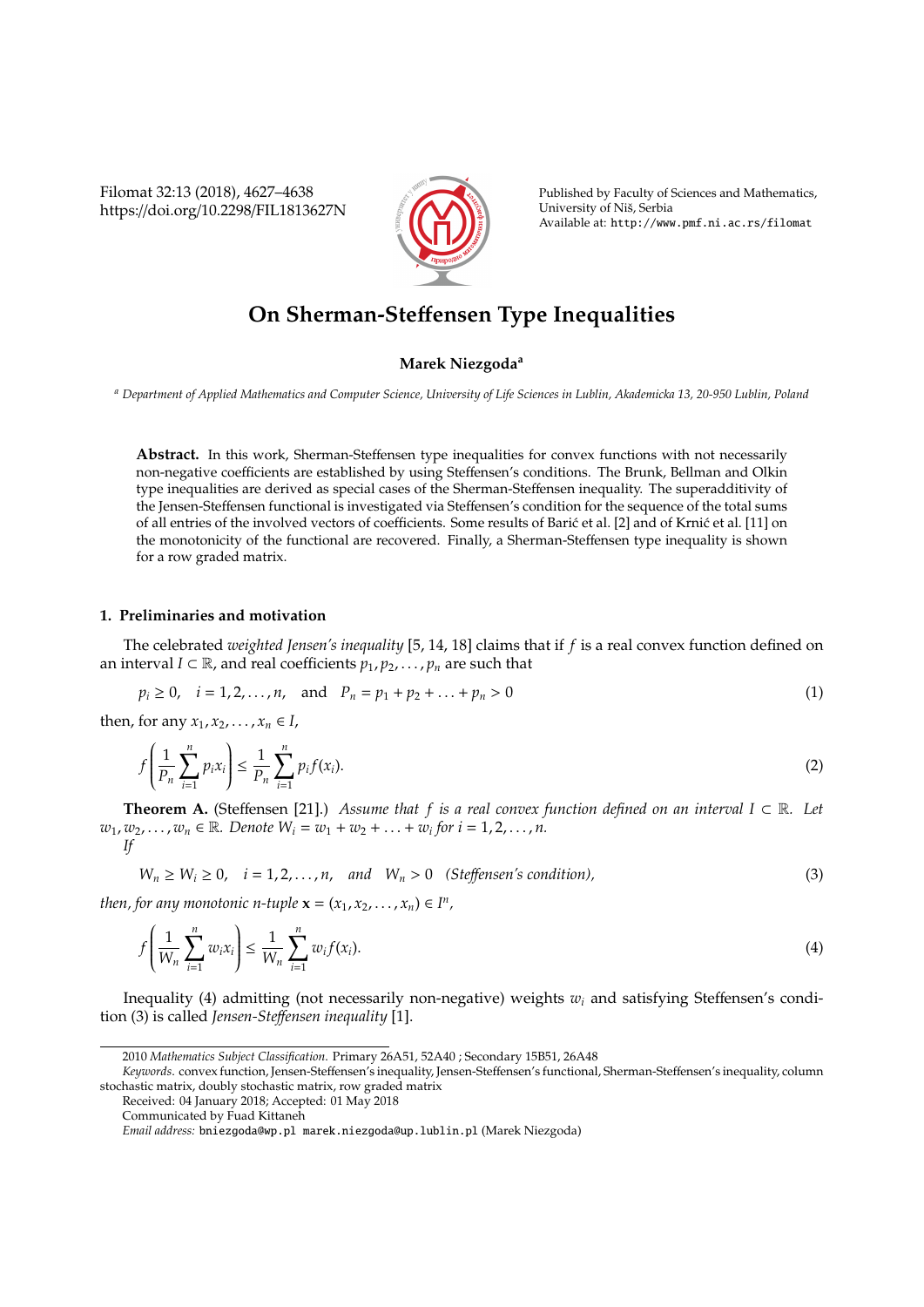# On Sherman-Steffensen Type Inequalities

**Marek Niezgoda**[a]

[a] *Department of Applied Mathematics and Computer Science, University of Life Sciences in Lublin, Akademicka 13, 20-950 Lublin, Poland*

**Abstract.** In this work, Sherman-Steffensen type inequalities for convex functions with not necessarily non-negative coefficients are established by using Steffensen's conditions. The Brunk, Bellman and Olkin type inequalities are derived as special cases of the Sherman-Steffensen inequality. The superadditivity of the Jensen-Steffensen functional is investigated via Steffensen's condition for the sequence of the total sums of all entries of the involved vectors of coefficients. Some results of Barić et al. [2] and of Krnić et al. [11] on the monotonicity of the functional are recovered. Finally, a Sherman-Steffensen type inequality is shown for a row graded matrix.

## 1. Preliminaries and motivation

The celebrated *weighted Jensen's inequality* [5, 14, 18] claims that if $f$ is a real convex function defined on an interval $I \subset \mathbb{R}$, and real coefficients $p_1, p_2, \ldots, p_n$ are such that

$$p_i \geq 0, \quad i = 1, 2, \ldots, n, \quad \text{and} \quad P_n = p_1 + p_2 + \ldots + p_n > 0 \tag{1}$$

then, for any $x_1, x_2, \ldots, x_n \in I$,

$$f\left(\frac{1}{P_n}\sum_{i=1}^{n} p_i x_i\right) \leq \frac{1}{P_n}\sum_{i=1}^{n} p_i f(x_i). \tag{2}$$

**Theorem A.** (Steffensen [21].) *Assume that $f$ is a real convex function defined on an interval $I \subset \mathbb{R}$. Let $w_1, w_2, \ldots, w_n \in \mathbb{R}$. Denote $W_i = w_1 + w_2 + \ldots + w_i$ for $i = 1, 2, \ldots, n$.*
*If*

$$W_n \geq W_i \geq 0, \quad i = 1, 2, \ldots, n, \quad \textit{and} \quad W_n > 0 \quad (\textit{Steffensen's condition}), \tag{3}$$

*then, for any monotonic $n$-tuple $\mathbf{x} = (x_1, x_2, \ldots, x_n) \in I^n$,*

$$f\left(\frac{1}{W_n}\sum_{i=1}^{n} w_i x_i\right) \leq \frac{1}{W_n}\sum_{i=1}^{n} w_i f(x_i). \tag{4}$$

Inequality (4) admitting (not necessarily non-negative) weights $w_i$ and satisfying Steffensen's condition (3) is called *Jensen-Steffensen inequality* [1].

---

2010 *Mathematics Subject Classification.* Primary 26A51, 52A40 ; Secondary 15B51, 26A48

*Keywords.* convex function, Jensen-Steffensen's inequality, Jensen-Steffensen's functional, Sherman-Steffensen's inequality, column stochastic matrix, doubly stochastic matrix, row graded matrix

Received: 04 January 2018; Accepted: 01 May 2018

Communicated by Fuad Kittaneh

*Email address:* bniezgoda@wp.pl marek.niezgoda@up.lublin.pl (Marek Niezgoda)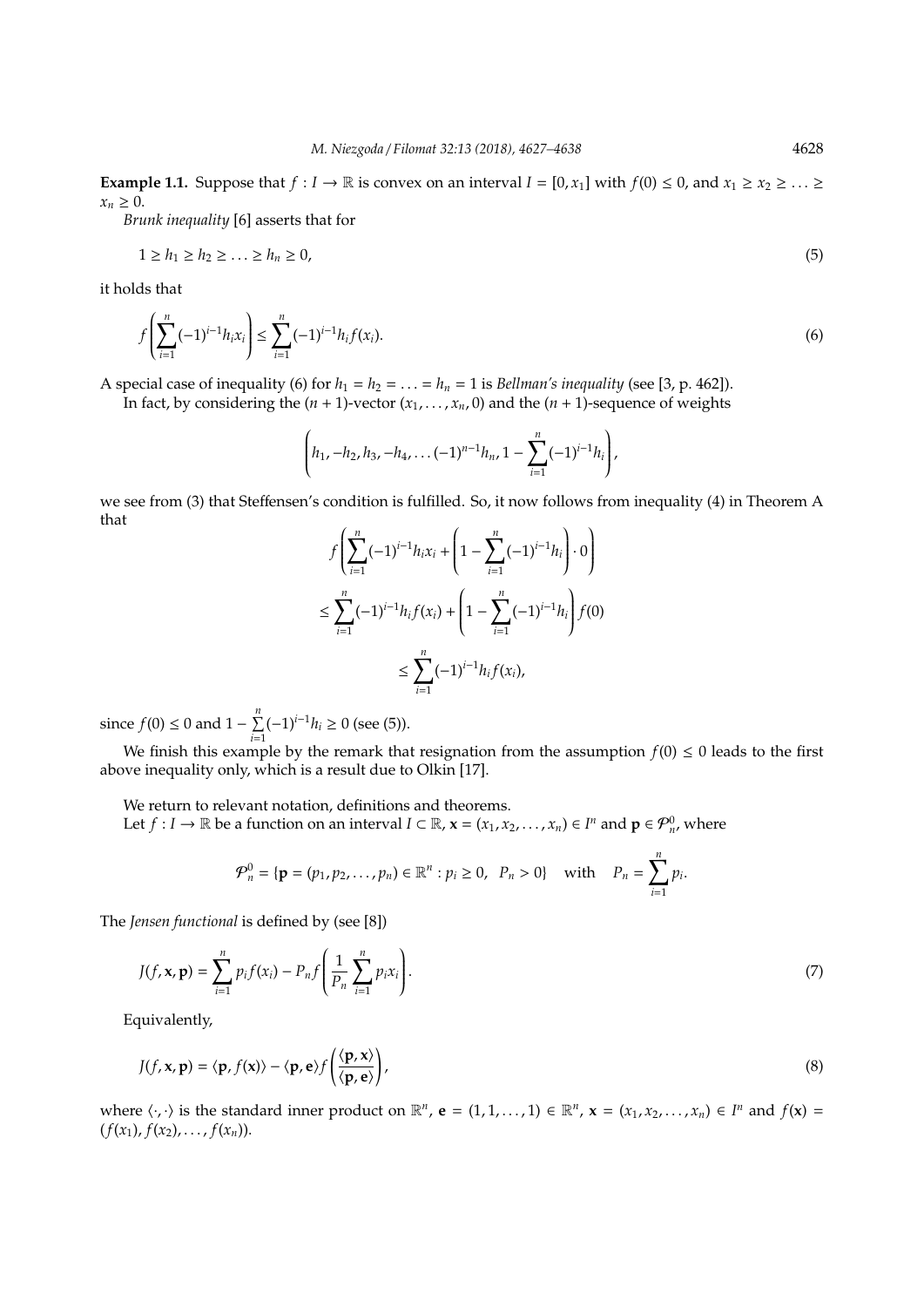**Example 1.1.** Suppose that $f : I \to \mathbb{R}$ is convex on an interval $I = [0, x_1]$ with $f(0) \le 0$, and $x_1 \ge x_2 \ge \ldots \ge x_n \ge 0$.

*Brunk inequality* [6] asserts that for

$$1 \ge h_1 \ge h_2 \ge \ldots \ge h_n \ge 0, \tag{5}$$

it holds that

$$f\left(\sum_{i=1}^{n} (-1)^{i-1} h_i x_i\right) \le \sum_{i=1}^{n} (-1)^{i-1} h_i f(x_i). \tag{6}$$

A special case of inequality (6) for $h_1 = h_2 = \ldots = h_n = 1$ is *Bellman's inequality* (see [3, p. 462]).

In fact, by considering the $(n+1)$-vector $(x_1, \ldots, x_n, 0)$ and the $(n+1)$-sequence of weights

$$\left(h_1, -h_2, h_3, -h_4, \ldots (-1)^{n-1} h_n, 1 - \sum_{i=1}^{n} (-1)^{i-1} h_i\right),$$

we see from (3) that Steffensen's condition is fulfilled. So, it now follows from inequality (4) in Theorem A that

$$\begin{aligned}
&f\left(\sum_{i=1}^{n} (-1)^{i-1} h_i x_i + \left(1 - \sum_{i=1}^{n} (-1)^{i-1} h_i\right) \cdot 0\right) \\
&\le \sum_{i=1}^{n} (-1)^{i-1} h_i f(x_i) + \left(1 - \sum_{i=1}^{n} (-1)^{i-1} h_i\right) f(0) \\
&\le \sum_{i=1}^{n} (-1)^{i-1} h_i f(x_i),
\end{aligned}$$

since $f(0) \le 0$ and $1 - \sum\limits_{i=1}^{n} (-1)^{i-1} h_i \ge 0$ (see (5)).

We finish this example by the remark that resignation from the assumption $f(0) \le 0$ leads to the first above inequality only, which is a result due to Olkin [17].

We return to relevant notation, definitions and theorems.

Let $f : I \to \mathbb{R}$ be a function on an interval $I \subset \mathbb{R}$, $\mathbf{x} = (x_1, x_2, \ldots, x_n) \in I^n$ and $\mathbf{p} \in \mathcal{P}_n^0$, where

$$\mathcal{P}_n^0 = \{\mathbf{p} = (p_1, p_2, \ldots, p_n) \in \mathbb{R}^n : p_i \ge 0, \ \ P_n > 0\} \quad \text{with} \quad P_n = \sum_{i=1}^{n} p_i.$$

The *Jensen functional* is defined by (see [8])

$$J(f, \mathbf{x}, \mathbf{p}) = \sum_{i=1}^{n} p_i f(x_i) - P_n f\left(\frac{1}{P_n} \sum_{i=1}^{n} p_i x_i\right). \tag{7}$$

Equivalently,

$$J(f, \mathbf{x}, \mathbf{p}) = \langle \mathbf{p}, f(\mathbf{x}) \rangle - \langle \mathbf{p}, \mathbf{e} \rangle f\left(\frac{\langle \mathbf{p}, \mathbf{x} \rangle}{\langle \mathbf{p}, \mathbf{e} \rangle}\right), \tag{8}$$

where $\langle \cdot, \cdot \rangle$ is the standard inner product on $\mathbb{R}^n$, $\mathbf{e} = (1, 1, \ldots, 1) \in \mathbb{R}^n$, $\mathbf{x} = (x_1, x_2, \ldots, x_n) \in I^n$ and $f(\mathbf{x}) = (f(x_1), f(x_2), \ldots, f(x_n))$.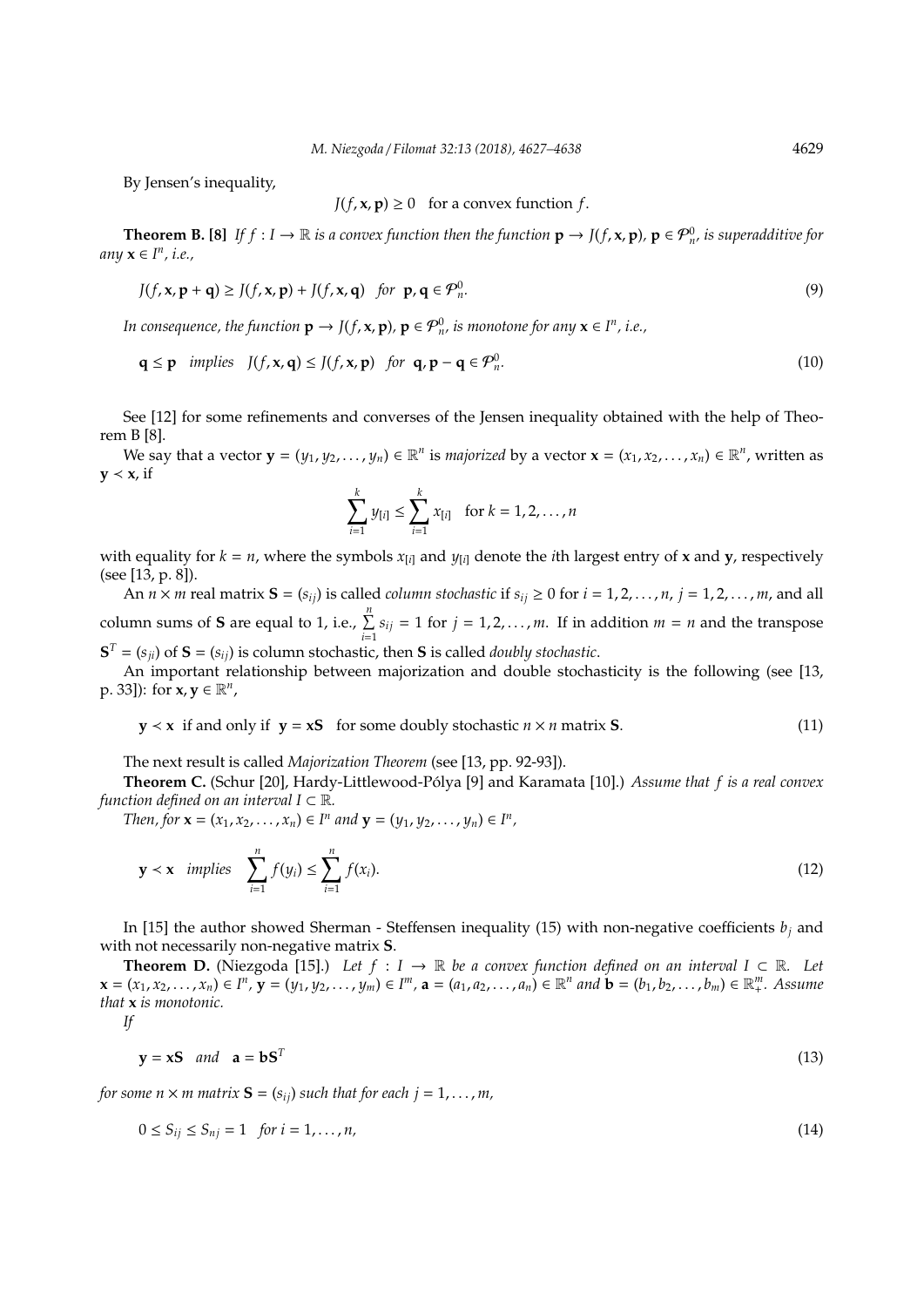By Jensen's inequality,

$$J(f, \mathbf{x}, \mathbf{p}) \geq 0 \quad \text{for a convex function } f.$$

**Theorem B. [8]** *If $f : I \to \mathbb{R}$ is a convex function then the function $\mathbf{p} \to J(f, \mathbf{x}, \mathbf{p})$, $\mathbf{p} \in \mathcal{P}_n^0$, is superadditive for any $\mathbf{x} \in I^n$, i.e.,*

$$J(f, \mathbf{x}, \mathbf{p} + \mathbf{q}) \geq J(f, \mathbf{x}, \mathbf{p}) + J(f, \mathbf{x}, \mathbf{q}) \quad \text{for} \ \ \mathbf{p}, \mathbf{q} \in \mathcal{P}_n^0. \tag{9}$$

*In consequence, the function $\mathbf{p} \to J(f, \mathbf{x}, \mathbf{p})$, $\mathbf{p} \in \mathcal{P}_n^0$, is monotone for any $\mathbf{x} \in I^n$, i.e.,*

$$\mathbf{q} \leq \mathbf{p} \quad \text{implies} \quad J(f, \mathbf{x}, \mathbf{q}) \leq J(f, \mathbf{x}, \mathbf{p}) \quad \text{for} \ \ \mathbf{q}, \mathbf{p} - \mathbf{q} \in \mathcal{P}_n^0. \tag{10}$$

See [12] for some refinements and converses of the Jensen inequality obtained with the help of Theorem B [8].

We say that a vector $\mathbf{y} = (y_1, y_2, \ldots, y_n) \in \mathbb{R}^n$ is *majorized* by a vector $\mathbf{x} = (x_1, x_2, \ldots, x_n) \in \mathbb{R}^n$, written as $\mathbf{y} \prec \mathbf{x}$, if

$$\sum_{i=1}^{k} y_{[i]} \leq \sum_{i=1}^{k} x_{[i]} \quad \text{for } k = 1, 2, \ldots, n$$

with equality for $k = n$, where the symbols $x_{[i]}$ and $y_{[i]}$ denote the $i$th largest entry of $\mathbf{x}$ and $\mathbf{y}$, respectively (see [13, p. 8]).

An $n \times m$ real matrix $\mathbf{S} = (s_{ij})$ is called *column stochastic* if $s_{ij} \geq 0$ for $i = 1, 2, \ldots, n$, $j = 1, 2, \ldots, m$, and all column sums of $\mathbf{S}$ are equal to 1, i.e., $\sum\limits_{i=1}^{n} s_{ij} = 1$ for $j = 1, 2, \ldots, m$. If in addition $m = n$ and the transpose $\mathbf{S}^T = (s_{ji})$ of $\mathbf{S} = (s_{ij})$ is column stochastic, then $\mathbf{S}$ is called *doubly stochastic*.

An important relationship between majorization and double stochasticity is the following (see [13, p. 33]): for $\mathbf{x}, \mathbf{y} \in \mathbb{R}^n$,

$$\mathbf{y} \prec \mathbf{x} \ \text{ if and only if } \ \mathbf{y} = \mathbf{x}\mathbf{S} \quad \text{for some doubly stochastic } n \times n \text{ matrix } \mathbf{S}. \tag{11}$$

The next result is called *Majorization Theorem* (see [13, pp. 92-93]).

**Theorem C.** (Schur [20], Hardy-Littlewood-Pólya [9] and Karamata [10].) *Assume that $f$ is a real convex function defined on an interval $I \subset \mathbb{R}$.*

*Then, for $\mathbf{x} = (x_1, x_2, \ldots, x_n) \in I^n$ and $\mathbf{y} = (y_1, y_2, \ldots, y_n) \in I^n$,*

$$\mathbf{y} \prec \mathbf{x} \quad \text{implies} \quad \sum_{i=1}^{n} f(y_i) \leq \sum_{i=1}^{n} f(x_i). \tag{12}$$

In [15] the author showed Sherman - Steffensen inequality (15) with non-negative coefficients $b_j$ and with not necessarily non-negative matrix $\mathbf{S}$.

**Theorem D.** (Niezgoda [15].) *Let $f : I \to \mathbb{R}$ be a convex function defined on an interval $I \subset \mathbb{R}$. Let $\mathbf{x} = (x_1, x_2, \ldots, x_n) \in I^n$, $\mathbf{y} = (y_1, y_2, \ldots, y_m) \in I^m$, $\mathbf{a} = (a_1, a_2, \ldots, a_n) \in \mathbb{R}^n$ and $\mathbf{b} = (b_1, b_2, \ldots, b_m) \in \mathbb{R}_+^m$. Assume that $\mathbf{x}$ is monotonic.*

*If*

$$\mathbf{y} = \mathbf{x}\mathbf{S} \quad \text{and} \quad \mathbf{a} = \mathbf{b}\mathbf{S}^T \tag{13}$$

*for some $n \times m$ matrix $\mathbf{S} = (s_{ij})$ such that for each $j = 1, \ldots, m$,*

$$0 \leq S_{ij} \leq S_{nj} = 1 \quad \text{for } i = 1, \ldots, n, \tag{14}$$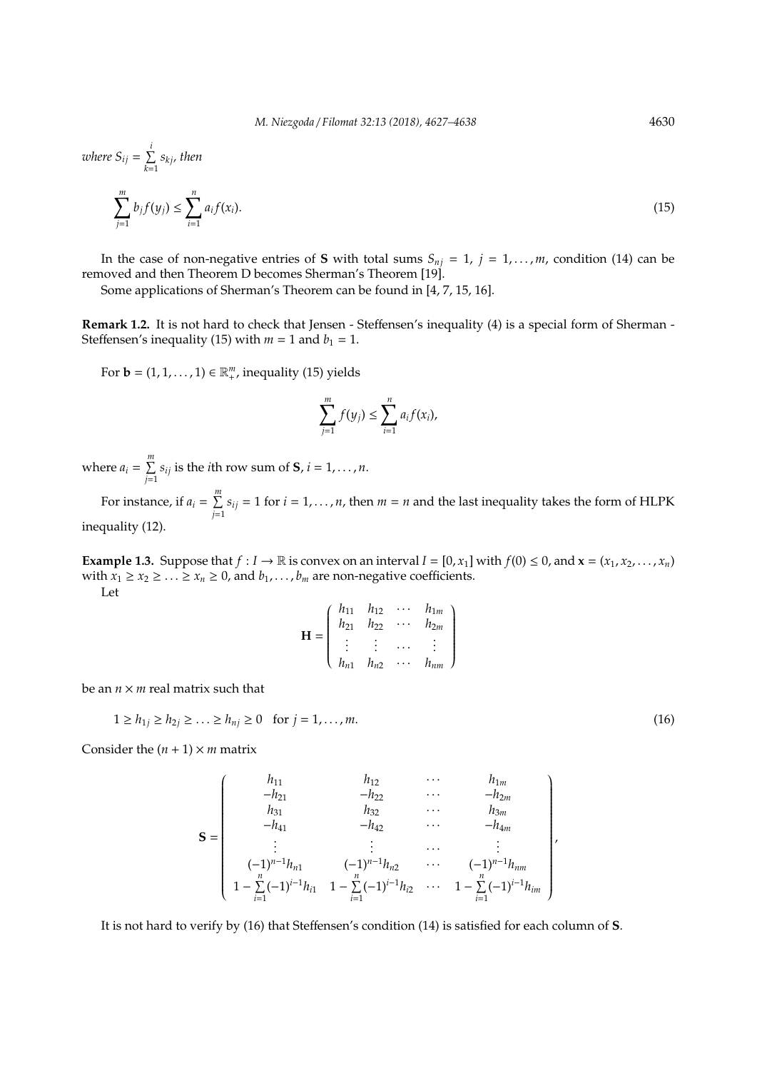*where* $S_{ij} = \sum_{k=1}^{i} s_{kj}$, *then*

$$\sum_{j=1}^{m} b_j f(y_j) \le \sum_{i=1}^{n} a_i f(x_i). \tag{15}$$

In the case of non-negative entries of $\mathbf{S}$ with total sums $S_{nj} = 1$, $j = 1, \ldots, m$, condition (14) can be removed and then Theorem D becomes Sherman's Theorem [19].

Some applications of Sherman's Theorem can be found in [4, 7, 15, 16].

**Remark 1.2.** It is not hard to check that Jensen - Steffensen's inequality (4) is a special form of Sherman - Steffensen's inequality (15) with $m = 1$ and $b_1 = 1$.

For $\mathbf{b} = (1, 1, \ldots, 1) \in \mathbb{R}^m_+$, inequality (15) yields

$$\sum_{j=1}^{m} f(y_j) \le \sum_{i=1}^{n} a_i f(x_i),$$

where $a_i = \sum_{j=1}^{m} s_{ij}$ is the $i$th row sum of $\mathbf{S}$, $i = 1, \ldots, n$.

For instance, if $a_i = \sum_{j=1}^{m} s_{ij} = 1$ for $i = 1, \ldots, n$, then $m = n$ and the last inequality takes the form of HLPK inequality (12).

**Example 1.3.** Suppose that $f : I \to \mathbb{R}$ is convex on an interval $I = [0, x_1]$ with $f(0) \le 0$, and $\mathbf{x} = (x_1, x_2, \ldots, x_n)$ with $x_1 \ge x_2 \ge \ldots \ge x_n \ge 0$, and $b_1, \ldots, b_m$ are non-negative coefficients.

Let

$$\mathbf{H} = \begin{pmatrix} h_{11} & h_{12} & \cdots & h_{1m} \\ h_{21} & h_{22} & \cdots & h_{2m} \\ \vdots & \vdots & \ldots & \vdots \\ h_{n1} & h_{n2} & \cdots & h_{nm} \end{pmatrix}$$

be an $n \times m$ real matrix such that

$$1 \ge h_{1j} \ge h_{2j} \ge \ldots \ge h_{nj} \ge 0 \quad \text{for } j = 1, \ldots, m. \tag{16}$$

Consider the $(n+1) \times m$ matrix

$$\mathbf{S} = \begin{pmatrix} h_{11} & h_{12} & \cdots & h_{1m} \\ -h_{21} & -h_{22} & \cdots & -h_{2m} \\ h_{31} & h_{32} & \cdots & h_{3m} \\ -h_{41} & -h_{42} & \cdots & -h_{4m} \\ \vdots & \vdots & \ldots & \vdots \\ (-1)^{n-1} h_{n1} & (-1)^{n-1} h_{n2} & \cdots & (-1)^{n-1} h_{nm} \\ 1 - \sum_{i=1}^{n} (-1)^{i-1} h_{i1} & 1 - \sum_{i=1}^{n} (-1)^{i-1} h_{i2} & \cdots & 1 - \sum_{i=1}^{n} (-1)^{i-1} h_{im} \end{pmatrix},$$

It is not hard to verify by (16) that Steffensen's condition (14) is satisfied for each column of $\mathbf{S}$.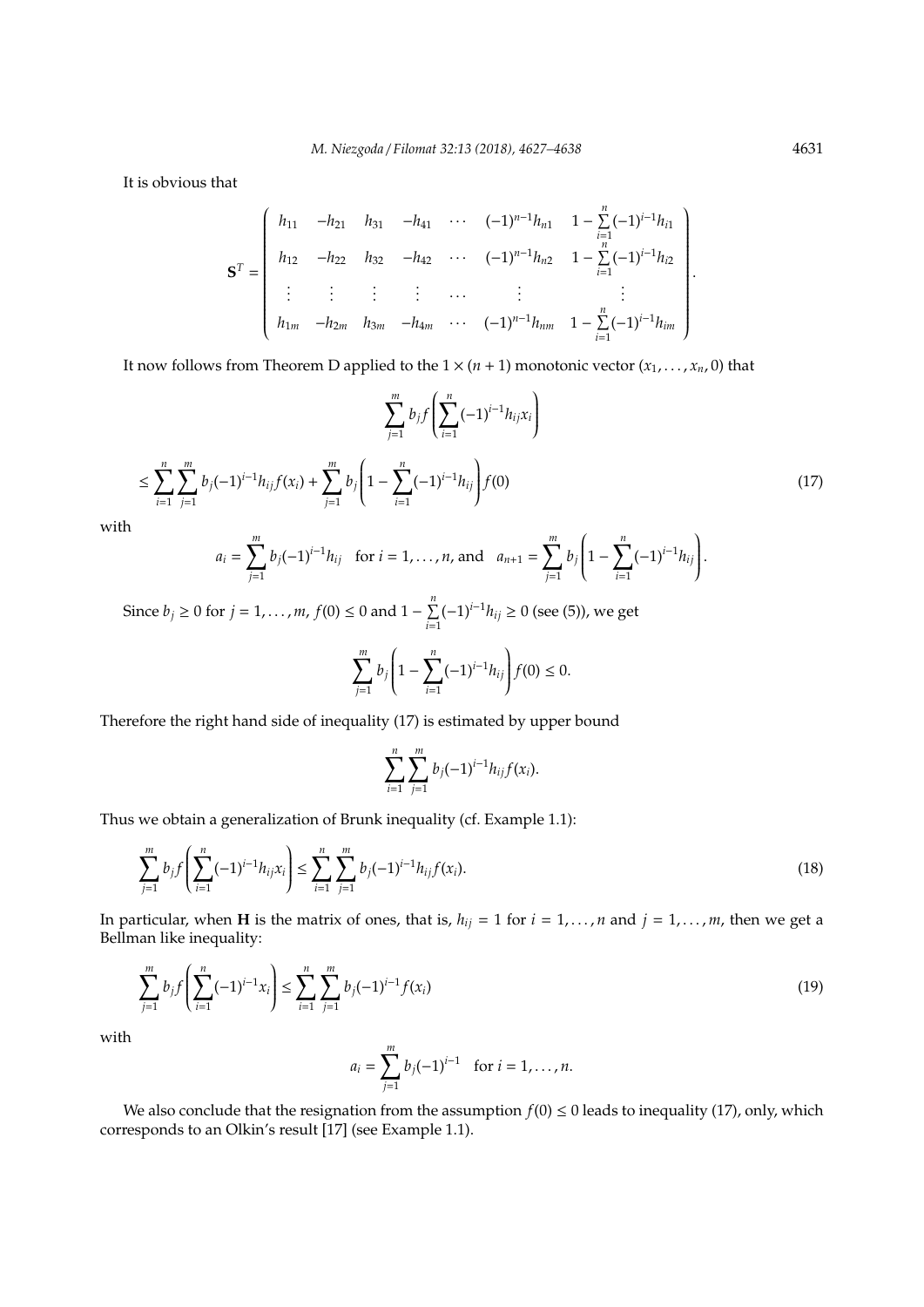It is obvious that

$$
\mathbf{S}^T = \begin{pmatrix} h_{11} & -h_{21} & h_{31} & -h_{41} & \cdots & (-1)^{n-1}h_{n1} & 1 - \sum\limits_{i=1}^{n}(-1)^{i-1}h_{i1} \\ h_{12} & -h_{22} & h_{32} & -h_{42} & \cdots & (-1)^{n-1}h_{n2} & 1 - \sum\limits_{i=1}^{n}(-1)^{i-1}h_{i2} \\ \vdots & \vdots & \vdots & \vdots & \cdots & \vdots & \vdots \\ h_{1m} & -h_{2m} & h_{3m} & -h_{4m} & \cdots & (-1)^{n-1}h_{nm} & 1 - \sum\limits_{i=1}^{n}(-1)^{i-1}h_{im} \end{pmatrix}.
$$

It now follows from Theorem D applied to the $1 \times (n+1)$ monotonic vector $(x_1, \ldots, x_n, 0)$ that

$$
\sum_{j=1}^{m} b_j f\left(\sum_{i=1}^{n}(-1)^{i-1}h_{ij}x_i\right)
$$

$$
\leq \sum_{i=1}^{n}\sum_{j=1}^{m} b_j(-1)^{i-1}h_{ij}f(x_i) + \sum_{j=1}^{m} b_j\left(1 - \sum_{i=1}^{n}(-1)^{i-1}h_{ij}\right)f(0) \tag{17}
$$

with

$$
a_i = \sum_{j=1}^{m} b_j(-1)^{i-1}h_{ij} \quad \text{for } i = 1, \ldots, n, \text{ and} \quad a_{n+1} = \sum_{j=1}^{m} b_j\left(1 - \sum_{i=1}^{n}(-1)^{i-1}h_{ij}\right).
$$

Since $b_j \geq 0$ for $j = 1, \ldots, m$, $f(0) \leq 0$ and $1 - \sum\limits_{i=1}^{n}(-1)^{i-1}h_{ij} \geq 0$ (see (5)), we get

$$
\sum_{j=1}^{m} b_j\left(1 - \sum_{i=1}^{n}(-1)^{i-1}h_{ij}\right)f(0) \leq 0.
$$

Therefore the right hand side of inequality (17) is estimated by upper bound

$$
\sum_{i=1}^{n}\sum_{j=1}^{m} b_j(-1)^{i-1}h_{ij}f(x_i).
$$

Thus we obtain a generalization of Brunk inequality (cf. Example 1.1):

$$
\sum_{j=1}^{m} b_j f\left(\sum_{i=1}^{n}(-1)^{i-1}h_{ij}x_i\right) \leq \sum_{i=1}^{n}\sum_{j=1}^{m} b_j(-1)^{i-1}h_{ij}f(x_i). \tag{18}
$$

In particular, when $\mathbf{H}$ is the matrix of ones, that is, $h_{ij} = 1$ for $i = 1, \ldots, n$ and $j = 1, \ldots, m$, then we get a Bellman like inequality:

$$
\sum_{j=1}^{m} b_j f\left(\sum_{i=1}^{n}(-1)^{i-1}x_i\right) \leq \sum_{i=1}^{n}\sum_{j=1}^{m} b_j(-1)^{i-1}f(x_i) \tag{19}
$$

with

$$
a_i = \sum_{j=1}^{m} b_j(-1)^{i-1} \quad \text{for } i = 1, \ldots, n.
$$

We also conclude that the resignation from the assumption $f(0) \leq 0$ leads to inequality (17), only, which corresponds to an Olkin's result [17] (see Example 1.1).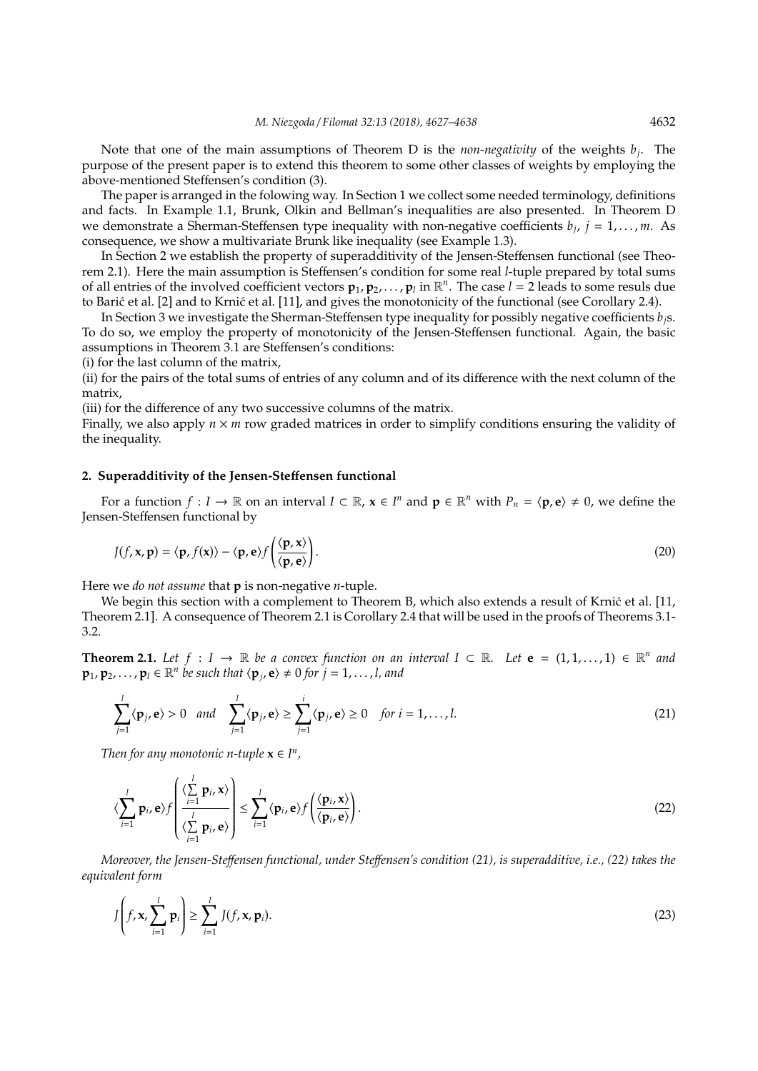Note that one of the main assumptions of Theorem D is the *non-negativity* of the weights $b_j$. The purpose of the present paper is to extend this theorem to some other classes of weights by employing the above-mentioned Steffensen's condition (3).

The paper is arranged in the folowing way. In Section 1 we collect some needed terminology, definitions and facts. In Example 1.1, Brunk, Olkin and Bellman's inequalities are also presented. In Theorem D we demonstrate a Sherman-Steffensen type inequality with non-negative coefficients $b_j$, $j = 1, \ldots, m$. As consequence, we show a multivariate Brunk like inequality (see Example 1.3).

In Section 2 we establish the property of superadditivity of the Jensen-Steffensen functional (see Theorem 2.1). Here the main assumption is Steffensen's condition for some real $l$-tuple prepared by total sums of all entries of the involved coefficient vectors $\mathbf{p}_1, \mathbf{p}_2, \ldots, \mathbf{p}_l$ in $\mathbb{R}^n$. The case $l = 2$ leads to some resuls due to Barić et al. [2] and to Krnić et al. [11], and gives the monotonicity of the functional (see Corollary 2.4).

In Section 3 we investigate the Sherman-Steffensen type inequality for possibly negative coefficients $b_j$s. To do so, we employ the property of monotonicity of the Jensen-Steffensen functional. Again, the basic assumptions in Theorem 3.1 are Steffensen's conditions:

(i) for the last column of the matrix,

(ii) for the pairs of the total sums of entries of any column and of its difference with the next column of the matrix,

(iii) for the difference of any two successive columns of the matrix.

Finally, we also apply $n \times m$ row graded matrices in order to simplify conditions ensuring the validity of the inequality.

## 2. Superadditivity of the Jensen-Steffensen functional

For a function $f : I \to \mathbb{R}$ on an interval $I \subset \mathbb{R}$, $\mathbf{x} \in I^n$ and $\mathbf{p} \in \mathbb{R}^n$ with $P_n = \langle \mathbf{p}, \mathbf{e} \rangle \neq 0$, we define the Jensen-Steffensen functional by

$$J(f, \mathbf{x}, \mathbf{p}) = \langle \mathbf{p}, f(\mathbf{x}) \rangle - \langle \mathbf{p}, \mathbf{e} \rangle f\left( \frac{\langle \mathbf{p}, \mathbf{x} \rangle}{\langle \mathbf{p}, \mathbf{e} \rangle} \right). \tag{20}$$

Here we *do not assume* that $\mathbf{p}$ is non-negative $n$-tuple.

We begin this section with a complement to Theorem B, which also extends a result of Krnić et al. [11, Theorem 2.1]. A consequence of Theorem 2.1 is Corollary 2.4 that will be used in the proofs of Theorems 3.1-3.2.

**Theorem 2.1.** *Let $f : I \to \mathbb{R}$ be a convex function on an interval $I \subset \mathbb{R}$. Let $\mathbf{e} = (1, 1, \ldots, 1) \in \mathbb{R}^n$ and $\mathbf{p}_1, \mathbf{p}_2, \ldots, \mathbf{p}_l \in \mathbb{R}^n$ be such that $\langle \mathbf{p}_j, \mathbf{e} \rangle \neq 0$ for $j = 1, \ldots, l$, and*

$$\sum_{j=1}^{l} \langle \mathbf{p}_j, \mathbf{e} \rangle > 0 \quad \text{and} \quad \sum_{j=1}^{l} \langle \mathbf{p}_j, \mathbf{e} \rangle \geq \sum_{j=1}^{i} \langle \mathbf{p}_j, \mathbf{e} \rangle \geq 0 \quad \text{for } i = 1, \ldots, l. \tag{21}$$

*Then for any monotonic $n$-tuple $\mathbf{x} \in I^n$,*

$$\langle \sum_{i=1}^{l} \mathbf{p}_i, \mathbf{e} \rangle f\left( \frac{\langle \sum_{i=1}^{l} \mathbf{p}_i, \mathbf{x} \rangle}{\langle \sum_{i=1}^{l} \mathbf{p}_i, \mathbf{e} \rangle} \right) \leq \sum_{i=1}^{l} \langle \mathbf{p}_i, \mathbf{e} \rangle f\left( \frac{\langle \mathbf{p}_i, \mathbf{x} \rangle}{\langle \mathbf{p}_i, \mathbf{e} \rangle} \right). \tag{22}$$

*Moreover, the Jensen-Steffensen functional, under Steffensen's condition (21), is superadditive, i.e., (22) takes the equivalent form*

$$J\left( f, \mathbf{x}, \sum_{i=1}^{l} \mathbf{p}_i \right) \geq \sum_{i=1}^{l} J(f, \mathbf{x}, \mathbf{p}_i). \tag{23}$$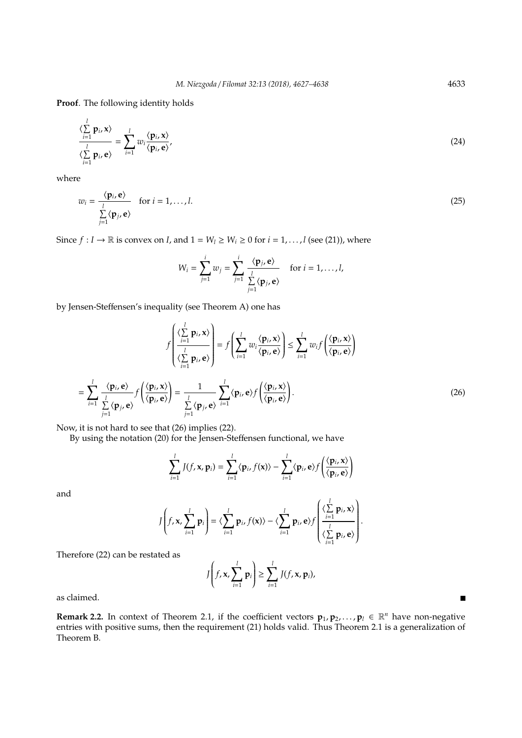**Proof**. The following identity holds

$$\frac{\langle \sum\limits_{i=1}^{l} \mathbf{p}_i, \mathbf{x} \rangle}{\langle \sum\limits_{i=1}^{l} \mathbf{p}_i, \mathbf{e} \rangle} = \sum_{i=1}^{l} w_i \frac{\langle \mathbf{p}_i, \mathbf{x} \rangle}{\langle \mathbf{p}_i, \mathbf{e} \rangle}, \tag{24}$$

where

$$w_i = \frac{\langle \mathbf{p}_i, \mathbf{e} \rangle}{\sum\limits_{j=1}^{l} \langle \mathbf{p}_j, \mathbf{e} \rangle} \quad \text{for } i = 1, \ldots, l. \tag{25}$$

Since $f : I \to \mathbb{R}$ is convex on $I$, and $1 = W_l \geq W_i \geq 0$ for $i = 1, \ldots, l$ (see (21)), where

$$W_i = \sum_{j=1}^{i} w_j = \sum_{j=1}^{i} \frac{\langle \mathbf{p}_j, \mathbf{e} \rangle}{\sum\limits_{j=1}^{l} \langle \mathbf{p}_j, \mathbf{e} \rangle} \quad \text{for } i = 1, \ldots, l,$$

by Jensen-Steffensen's inequality (see Theorem A) one has

$$f\left( \frac{\langle \sum\limits_{i=1}^{l} \mathbf{p}_i, \mathbf{x} \rangle}{\langle \sum\limits_{i=1}^{l} \mathbf{p}_i, \mathbf{e} \rangle} \right) = f\left( \sum_{i=1}^{l} w_i \frac{\langle \mathbf{p}_i, \mathbf{x} \rangle}{\langle \mathbf{p}_i, \mathbf{e} \rangle} \right) \leq \sum_{i=1}^{l} w_i f\left( \frac{\langle \mathbf{p}_i, \mathbf{x} \rangle}{\langle \mathbf{p}_i, \mathbf{e} \rangle} \right)$$

$$= \sum_{i=1}^{l} \frac{\langle \mathbf{p}_i, \mathbf{e} \rangle}{\sum\limits_{j=1}^{l} \langle \mathbf{p}_j, \mathbf{e} \rangle} f\left( \frac{\langle \mathbf{p}_i, \mathbf{x} \rangle}{\langle \mathbf{p}_i, \mathbf{e} \rangle} \right) = \frac{1}{\sum\limits_{j=1}^{l} \langle \mathbf{p}_j, \mathbf{e} \rangle} \sum_{i=1}^{l} \langle \mathbf{p}_i, \mathbf{e} \rangle f\left( \frac{\langle \mathbf{p}_i, \mathbf{x} \rangle}{\langle \mathbf{p}_i, \mathbf{e} \rangle} \right). \tag{26}$$

Now, it is not hard to see that (26) implies (22).

By using the notation (20) for the Jensen-Steffensen functional, we have

$$\sum_{i=1}^{l} J(f, \mathbf{x}, \mathbf{p}_i) = \sum_{i=1}^{l} \langle \mathbf{p}_i, f(\mathbf{x}) \rangle - \sum_{i=1}^{l} \langle \mathbf{p}_i, \mathbf{e} \rangle f\left( \frac{\langle \mathbf{p}_i, \mathbf{x} \rangle}{\langle \mathbf{p}_i, \mathbf{e} \rangle} \right)$$

and

$$J\left(f, \mathbf{x}, \sum_{i=1}^{l} \mathbf{p}_i\right) = \langle \sum_{i=1}^{l} \mathbf{p}_i, f(\mathbf{x}) \rangle - \langle \sum_{i=1}^{l} \mathbf{p}_i, \mathbf{e} \rangle f\left( \frac{\langle \sum\limits_{i=1}^{l} \mathbf{p}_i, \mathbf{x} \rangle}{\langle \sum\limits_{i=1}^{l} \mathbf{p}_i, \mathbf{e} \rangle} \right).$$

Therefore (22) can be restated as

$$J\left(f, \mathbf{x}, \sum_{i=1}^{l} \mathbf{p}_i\right) \geq \sum_{i=1}^{l} J(f, \mathbf{x}, \mathbf{p}_i),$$

as claimed. ∎

**Remark 2.2.** In context of Theorem 2.1, if the coefficient vectors $\mathbf{p}_1, \mathbf{p}_2, \ldots, \mathbf{p}_l \in \mathbb{R}^n$ have non-negative entries with positive sums, then the requirement (21) holds valid. Thus Theorem 2.1 is a generalization of Theorem B.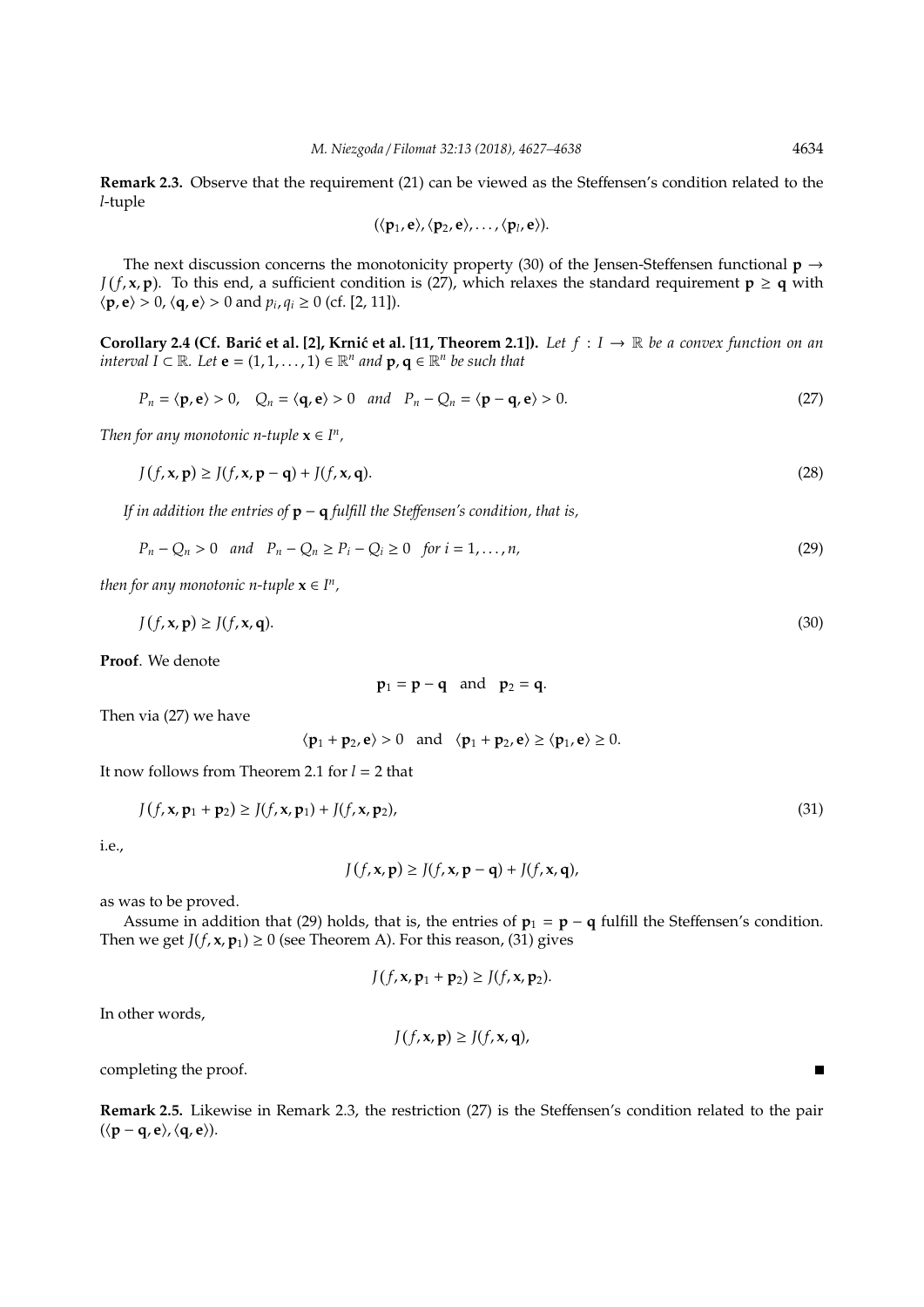**Remark 2.3.** Observe that the requirement (21) can be viewed as the Steffensen's condition related to the $l$-tuple

$$(\langle \mathbf{p}_1, \mathbf{e}\rangle, \langle \mathbf{p}_2, \mathbf{e}\rangle, \ldots, \langle \mathbf{p}_l, \mathbf{e}\rangle).$$

The next discussion concerns the monotonicity property (30) of the Jensen-Steffensen functional $\mathbf{p} \to J(f, \mathbf{x}, \mathbf{p})$. To this end, a sufficient condition is (27), which relaxes the standard requirement $\mathbf{p} \geq \mathbf{q}$ with $\langle \mathbf{p}, \mathbf{e}\rangle > 0$, $\langle \mathbf{q}, \mathbf{e}\rangle > 0$ and $p_i, q_i \geq 0$ (cf. [2, 11]).

**Corollary 2.4 (Cf. Barić et al. [2], Krnić et al. [11, Theorem 2.1]).** *Let $f : I \to \mathbb{R}$ be a convex function on an interval $I \subset \mathbb{R}$. Let $\mathbf{e} = (1, 1, \ldots, 1) \in \mathbb{R}^n$ and $\mathbf{p}, \mathbf{q} \in \mathbb{R}^n$ be such that*

$$P_n = \langle \mathbf{p}, \mathbf{e}\rangle > 0, \quad Q_n = \langle \mathbf{q}, \mathbf{e}\rangle > 0 \quad \text{and} \quad P_n - Q_n = \langle \mathbf{p} - \mathbf{q}, \mathbf{e}\rangle > 0. \tag{27}$$

*Then for any monotonic $n$-tuple $\mathbf{x} \in I^n$,*

$$J(f, \mathbf{x}, \mathbf{p}) \geq J(f, \mathbf{x}, \mathbf{p} - \mathbf{q}) + J(f, \mathbf{x}, \mathbf{q}). \tag{28}$$

*If in addition the entries of $\mathbf{p} - \mathbf{q}$ fulfill the Steffensen's condition, that is,*

$$P_n - Q_n > 0 \quad \text{and} \quad P_n - Q_n \geq P_i - Q_i \geq 0 \quad \text{for } i = 1, \ldots, n, \tag{29}$$

*then for any monotonic $n$-tuple $\mathbf{x} \in I^n$,*

$$J(f, \mathbf{x}, \mathbf{p}) \geq J(f, \mathbf{x}, \mathbf{q}). \tag{30}$$

**Proof**. We denote

$$\mathbf{p}_1 = \mathbf{p} - \mathbf{q} \quad \text{and} \quad \mathbf{p}_2 = \mathbf{q}.$$

Then via (27) we have

$$\langle \mathbf{p}_1 + \mathbf{p}_2, \mathbf{e}\rangle > 0 \quad \text{and} \quad \langle \mathbf{p}_1 + \mathbf{p}_2, \mathbf{e}\rangle \geq \langle \mathbf{p}_1, \mathbf{e}\rangle \geq 0.$$

It now follows from Theorem 2.1 for $l = 2$ that

$$J(f, \mathbf{x}, \mathbf{p}_1 + \mathbf{p}_2) \geq J(f, \mathbf{x}, \mathbf{p}_1) + J(f, \mathbf{x}, \mathbf{p}_2), \tag{31}$$

i.e.,

$$J(f, \mathbf{x}, \mathbf{p}) \geq J(f, \mathbf{x}, \mathbf{p} - \mathbf{q}) + J(f, \mathbf{x}, \mathbf{q}),$$

as was to be proved.

Assume in addition that (29) holds, that is, the entries of $\mathbf{p}_1 = \mathbf{p} - \mathbf{q}$ fulfill the Steffensen's condition. Then we get $J(f, \mathbf{x}, \mathbf{p}_1) \geq 0$ (see Theorem A). For this reason, (31) gives

$$J(f, \mathbf{x}, \mathbf{p}_1 + \mathbf{p}_2) \geq J(f, \mathbf{x}, \mathbf{p}_2).$$

In other words,

$$J(f, \mathbf{x}, \mathbf{p}) \geq J(f, \mathbf{x}, \mathbf{q}),$$

completing the proof. ∎

**Remark 2.5.** Likewise in Remark 2.3, the restriction (27) is the Steffensen's condition related to the pair $(\langle \mathbf{p} - \mathbf{q}, \mathbf{e}\rangle, \langle \mathbf{q}, \mathbf{e}\rangle)$.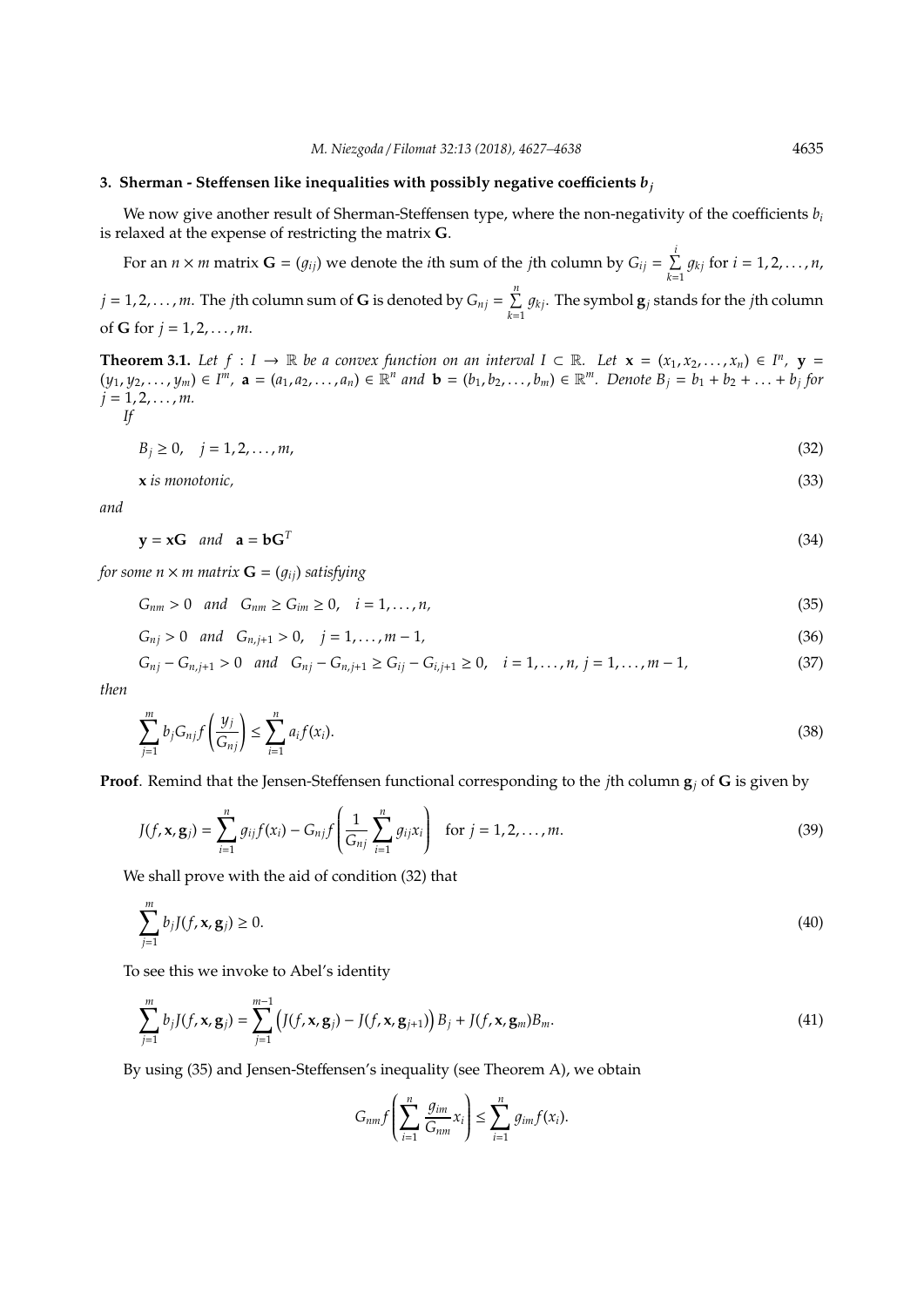## 3. Sherman - Steffensen like inequalities with possibly negative coefficients $b_j$

We now give another result of Sherman-Steffensen type, where the non-negativity of the coefficients $b_i$ is relaxed at the expense of restricting the matrix $\mathbf{G}$.

For an $n \times m$ matrix $\mathbf{G} = (g_{ij})$ we denote the $i$th sum of the $j$th column by $G_{ij} = \sum_{k=1}^{i} g_{kj}$ for $i = 1, 2, \ldots, n$, $j = 1, 2, \ldots, m$. The $j$th column sum of $\mathbf{G}$ is denoted by $G_{nj} = \sum_{k=1}^{n} g_{kj}$. The symbol $\mathbf{g}_j$ stands for the $j$th column of $\mathbf{G}$ for $j = 1, 2, \ldots, m$.

**Theorem 3.1.** *Let $f : I \to \mathbb{R}$ be a convex function on an interval $I \subset \mathbb{R}$. Let $\mathbf{x} = (x_1, x_2, \ldots, x_n) \in I^n$, $\mathbf{y} = (y_1, y_2, \ldots, y_m) \in I^m$, $\mathbf{a} = (a_1, a_2, \ldots, a_n) \in \mathbb{R}^n$ and $\mathbf{b} = (b_1, b_2, \ldots, b_m) \in \mathbb{R}^m$. Denote $B_j = b_1 + b_2 + \ldots + b_j$ for $j = 1, 2, \ldots, m$.*

*If*

$$B_j \geq 0, \quad j = 1, 2, \ldots, m, \tag{32}$$

$$\mathbf{x} \text{ is monotonic,} \tag{33}$$

*and*

$$\mathbf{y} = \mathbf{x}\mathbf{G} \quad \text{and} \quad \mathbf{a} = \mathbf{b}\mathbf{G}^T \tag{34}$$

*for some $n \times m$ matrix $\mathbf{G} = (g_{ij})$ satisfying*

$$G_{nm} > 0 \quad \text{and} \quad G_{nm} \geq G_{im} \geq 0, \quad i = 1, \ldots, n, \tag{35}$$

$$G_{nj} > 0 \quad \text{and} \quad G_{n,j+1} > 0, \quad j = 1, \ldots, m-1, \tag{36}$$

$$G_{nj} - G_{n,j+1} > 0 \quad \text{and} \quad G_{nj} - G_{n,j+1} \geq G_{ij} - G_{i,j+1} \geq 0, \quad i = 1, \ldots, n, \ j = 1, \ldots, m-1, \tag{37}$$

*then*

$$\sum_{j=1}^{m} b_j G_{nj} f\left(\frac{y_j}{G_{nj}}\right) \leq \sum_{i=1}^{n} a_i f(x_i). \tag{38}$$

**Proof**. Remind that the Jensen-Steffensen functional corresponding to the $j$th column $\mathbf{g}_j$ of $\mathbf{G}$ is given by

$$J(f, \mathbf{x}, \mathbf{g}_j) = \sum_{i=1}^{n} g_{ij} f(x_i) - G_{nj} f\left(\frac{1}{G_{nj}} \sum_{i=1}^{n} g_{ij} x_i\right) \quad \text{for } j = 1, 2, \ldots, m. \tag{39}$$

We shall prove with the aid of condition (32) that

$$\sum_{j=1}^{m} b_j J(f, \mathbf{x}, \mathbf{g}_j) \geq 0. \tag{40}$$

To see this we invoke to Abel's identity

$$\sum_{j=1}^{m} b_j J(f, \mathbf{x}, \mathbf{g}_j) = \sum_{j=1}^{m-1} \left(J(f, \mathbf{x}, \mathbf{g}_j) - J(f, \mathbf{x}, \mathbf{g}_{j+1})\right) B_j + J(f, \mathbf{x}, \mathbf{g}_m) B_m. \tag{41}$$

By using (35) and Jensen-Steffensen's inequality (see Theorem A), we obtain

$$G_{nm} f\left(\sum_{i=1}^{n} \frac{g_{im}}{G_{nm}} x_i\right) \leq \sum_{i=1}^{n} g_{im} f(x_i).$$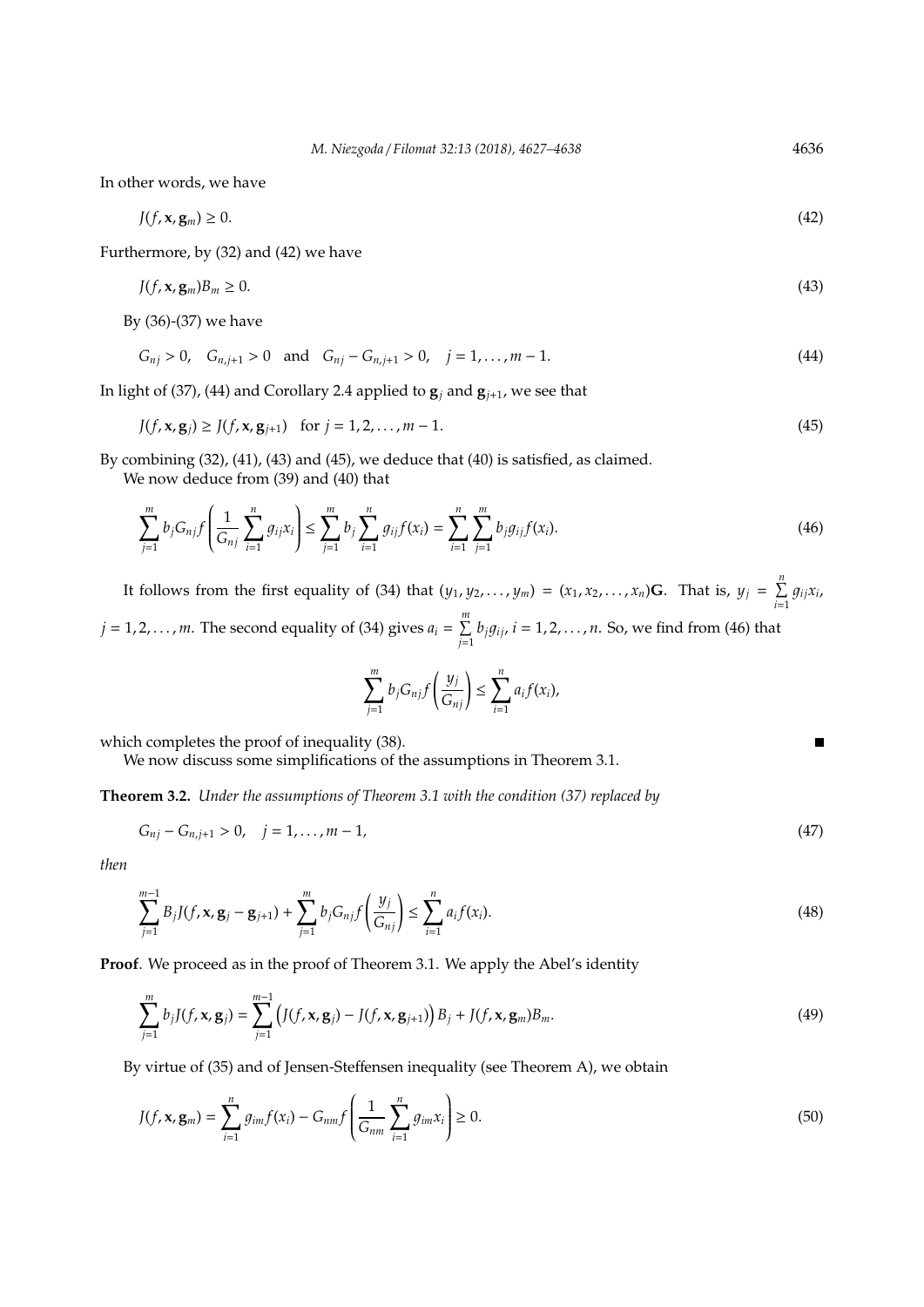In other words, we have

$$J(f, \mathbf{x}, \mathbf{g}_m) \geq 0. \tag{42}$$

Furthermore, by (32) and (42) we have

$$J(f, \mathbf{x}, \mathbf{g}_m) B_m \geq 0. \tag{43}$$

By (36)-(37) we have

$$G_{nj} > 0, \quad G_{n,j+1} > 0 \quad \text{and} \quad G_{nj} - G_{n,j+1} > 0, \quad j = 1, \dots, m-1. \tag{44}$$

In light of (37), (44) and Corollary 2.4 applied to $\mathbf{g}_j$ and $\mathbf{g}_{j+1}$, we see that

$$J(f, \mathbf{x}, \mathbf{g}_j) \geq J(f, \mathbf{x}, \mathbf{g}_{j+1}) \quad \text{for } j = 1, 2, \dots, m-1. \tag{45}$$

By combining (32), (41), (43) and (45), we deduce that (40) is satisfied, as claimed.

We now deduce from (39) and (40) that

$$\sum_{j=1}^{m} b_j G_{nj} f\left( \frac{1}{G_{nj}} \sum_{i=1}^{n} g_{ij} x_i \right) \leq \sum_{j=1}^{m} b_j \sum_{i=1}^{n} g_{ij} f(x_i) = \sum_{i=1}^{n} \sum_{j=1}^{m} b_j g_{ij} f(x_i). \tag{46}$$

It follows from the first equality of (34) that $(y_1, y_2, \dots, y_m) = (x_1, x_2, \dots, x_n)\mathbf{G}$. That is, $y_j = \sum\limits_{i=1}^{n} g_{ij} x_i$, $j = 1, 2, \dots, m$. The second equality of (34) gives $a_i = \sum\limits_{j=1}^{m} b_j g_{ij}$, $i = 1, 2, \dots, n$. So, we find from (46) that

$$\sum_{j=1}^{m} b_j G_{nj} f\left( \frac{y_j}{G_{nj}} \right) \leq \sum_{i=1}^{n} a_i f(x_i),$$

which completes the proof of inequality (38). ∎

We now discuss some simplifications of the assumptions in Theorem 3.1.

**Theorem 3.2.** *Under the assumptions of Theorem 3.1 with the condition (37) replaced by*

$$G_{nj} - G_{n,j+1} > 0, \quad j = 1, \dots, m-1, \tag{47}$$

*then*

$$\sum_{j=1}^{m-1} B_j J(f, \mathbf{x}, \mathbf{g}_j - \mathbf{g}_{j+1}) + \sum_{j=1}^{m} b_j G_{nj} f\left( \frac{y_j}{G_{nj}} \right) \leq \sum_{i=1}^{n} a_i f(x_i). \tag{48}$$

**Proof**. We proceed as in the proof of Theorem 3.1. We apply the Abel's identity

$$\sum_{j=1}^{m} b_j J(f, \mathbf{x}, \mathbf{g}_j) = \sum_{j=1}^{m-1} \Big( J(f, \mathbf{x}, \mathbf{g}_j) - J(f, \mathbf{x}, \mathbf{g}_{j+1}) \Big) B_j + J(f, \mathbf{x}, \mathbf{g}_m) B_m. \tag{49}$$

By virtue of (35) and of Jensen-Steffensen inequality (see Theorem A), we obtain

$$J(f, \mathbf{x}, \mathbf{g}_m) = \sum_{i=1}^{n} g_{im} f(x_i) - G_{nm} f\left( \frac{1}{G_{nm}} \sum_{i=1}^{n} g_{im} x_i \right) \geq 0. \tag{50}$$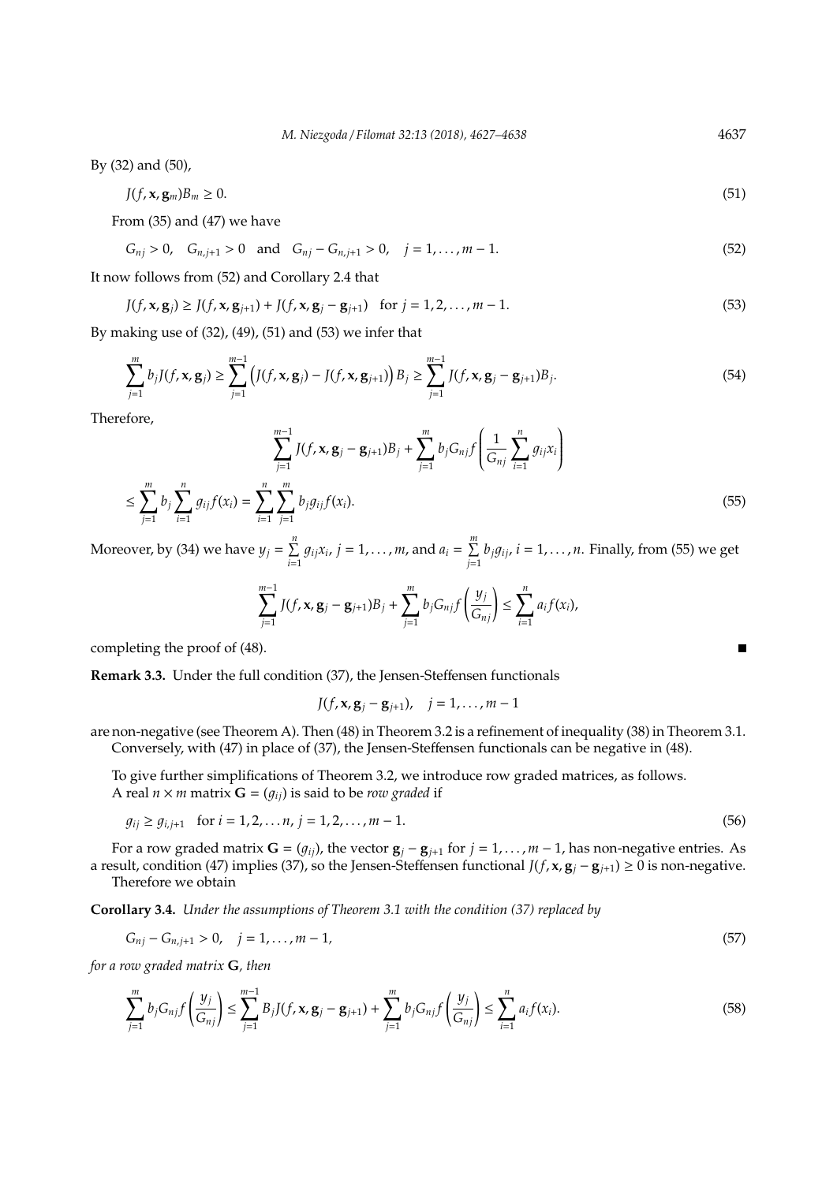By (32) and (50),

$$J(f, \mathbf{x}, \mathbf{g}_m)B_m \geq 0. \tag{51}$$

From (35) and (47) we have

$$G_{nj} > 0, \quad G_{n,j+1} > 0 \quad \text{and} \quad G_{nj} - G_{n,j+1} > 0, \quad j = 1, \ldots, m-1. \tag{52}$$

It now follows from (52) and Corollary 2.4 that

$$J(f, \mathbf{x}, \mathbf{g}_j) \geq J(f, \mathbf{x}, \mathbf{g}_{j+1}) + J(f, \mathbf{x}, \mathbf{g}_j - \mathbf{g}_{j+1}) \quad \text{for } j = 1, 2, \ldots, m-1. \tag{53}$$

By making use of (32), (49), (51) and (53) we infer that

$$\sum_{j=1}^{m} b_j J(f, \mathbf{x}, \mathbf{g}_j) \geq \sum_{j=1}^{m-1} \Big( J(f, \mathbf{x}, \mathbf{g}_j) - J(f, \mathbf{x}, \mathbf{g}_{j+1}) \Big) B_j \geq \sum_{j=1}^{m-1} J(f, \mathbf{x}, \mathbf{g}_j - \mathbf{g}_{j+1}) B_j. \tag{54}$$

Therefore,

$$\sum_{j=1}^{m-1} J(f, \mathbf{x}, \mathbf{g}_j - \mathbf{g}_{j+1}) B_j + \sum_{j=1}^{m} b_j G_{nj} f\left( \frac{1}{G_{nj}} \sum_{i=1}^{n} g_{ij} x_i \right)$$
$$\leq \sum_{j=1}^{m} b_j \sum_{i=1}^{n} g_{ij} f(x_i) = \sum_{i=1}^{n} \sum_{j=1}^{m} b_j g_{ij} f(x_i). \tag{55}$$

Moreover, by (34) we have $y_j = \sum\limits_{i=1}^{n} g_{ij} x_i$, $j = 1, \ldots, m$, and $a_i = \sum\limits_{j=1}^{m} b_j g_{ij}$, $i = 1, \ldots, n$. Finally, from (55) we get

$$\sum_{j=1}^{m-1} J(f, \mathbf{x}, \mathbf{g}_j - \mathbf{g}_{j+1}) B_j + \sum_{j=1}^{m} b_j G_{nj} f\left( \frac{y_j}{G_{nj}} \right) \leq \sum_{i=1}^{n} a_i f(x_i),$$

completing the proof of (48). ∎

**Remark 3.3.** Under the full condition (37), the Jensen-Steffensen functionals

$$J(f, \mathbf{x}, \mathbf{g}_j - \mathbf{g}_{j+1}), \quad j = 1, \ldots, m-1$$

are non-negative (see Theorem A). Then (48) in Theorem 3.2 is a refinement of inequality (38) in Theorem 3.1. Conversely, with (47) in place of (37), the Jensen-Steffensen functionals can be negative in (48).

To give further simplifications of Theorem 3.2, we introduce row graded matrices, as follows. A real $n \times m$ matrix $\mathbf{G} = (g_{ij})$ is said to be *row graded* if

$$g_{ij} \geq g_{i,j+1} \quad \text{for } i = 1, 2, \ldots n, \ j = 1, 2, \ldots, m-1. \tag{56}$$

For a row graded matrix $\mathbf{G} = (g_{ij})$, the vector $\mathbf{g}_j - \mathbf{g}_{j+1}$ for $j = 1, \ldots, m-1$, has non-negative entries. As a result, condition (47) implies (37), so the Jensen-Steffensen functional $J(f, \mathbf{x}, \mathbf{g}_j - \mathbf{g}_{j+1}) \geq 0$ is non-negative. Therefore we obtain

**Corollary 3.4.** *Under the assumptions of Theorem 3.1 with the condition (37) replaced by*

$$G_{nj} - G_{n,j+1} > 0, \quad j = 1, \ldots, m-1, \tag{57}$$

*for a row graded matrix* $\mathbf{G}$*, then*

$$\sum_{j=1}^{m} b_j G_{nj} f\left( \frac{y_j}{G_{nj}} \right) \leq \sum_{j=1}^{m-1} B_j J(f, \mathbf{x}, \mathbf{g}_j - \mathbf{g}_{j+1}) + \sum_{j=1}^{m} b_j G_{nj} f\left( \frac{y_j}{G_{nj}} \right) \leq \sum_{i=1}^{n} a_i f(x_i). \tag{58}$$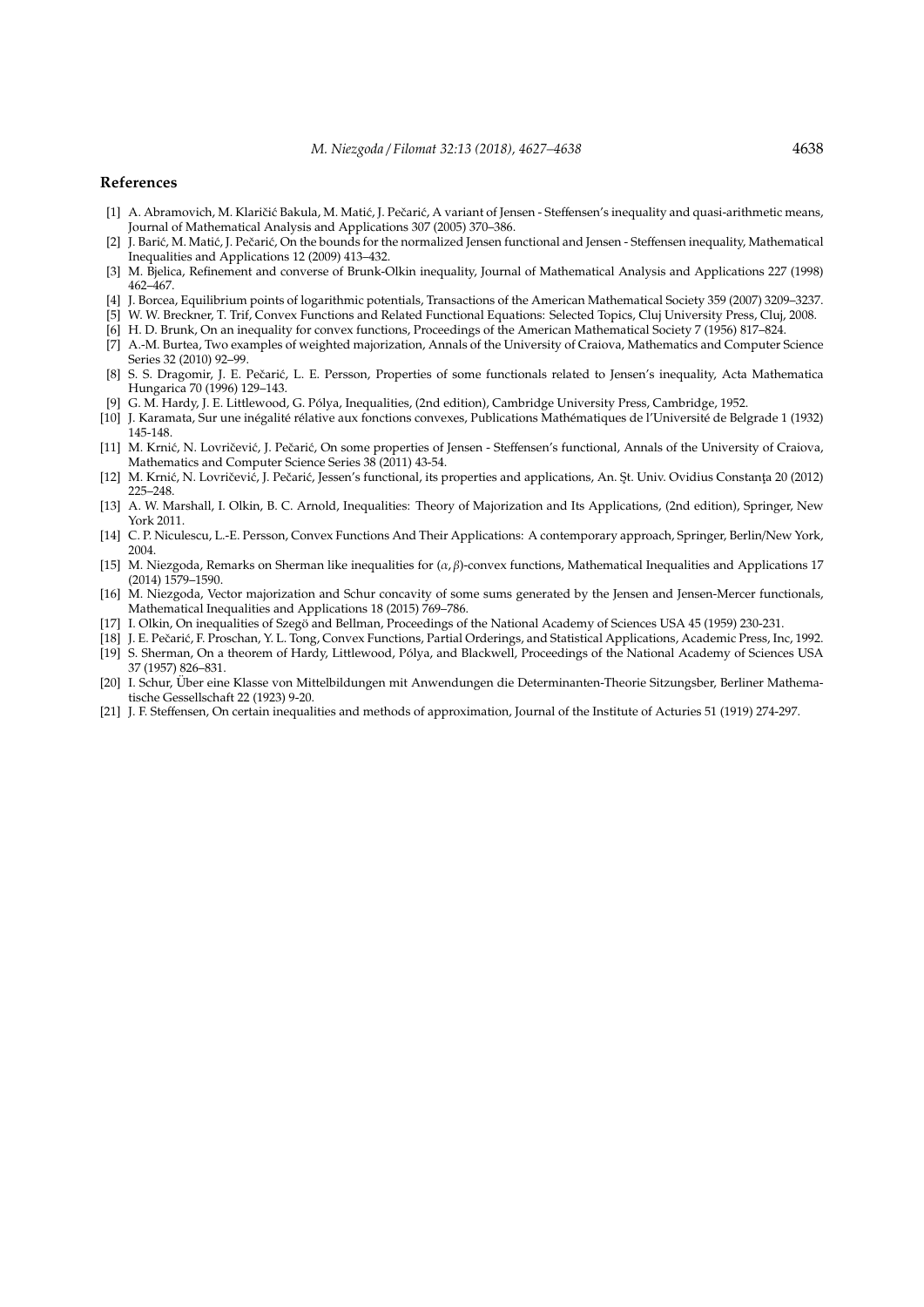## References

[1] A. Abramovich, M. Klaričić Bakula, M. Matić, J. Pečarić, A variant of Jensen - Steffensen's inequality and quasi-arithmetic means, Journal of Mathematical Analysis and Applications 307 (2005) 370–386.

[2] J. Barić, M. Matić, J. Pečarić, On the bounds for the normalized Jensen functional and Jensen - Steffensen inequality, Mathematical Inequalities and Applications 12 (2009) 413–432.

[3] M. Bjelica, Refinement and converse of Brunk-Olkin inequality, Journal of Mathematical Analysis and Applications 227 (1998) 462–467.

[4] J. Borcea, Equilibrium points of logarithmic potentials, Transactions of the American Mathematical Society 359 (2007) 3209–3237.

[5] W. W. Breckner, T. Trif, Convex Functions and Related Functional Equations: Selected Topics, Cluj University Press, Cluj, 2008.

[6] H. D. Brunk, On an inequality for convex functions, Proceedings of the American Mathematical Society 7 (1956) 817–824.

[7] A.-M. Burtea, Two examples of weighted majorization, Annals of the University of Craiova, Mathematics and Computer Science Series 32 (2010) 92–99.

[8] S. S. Dragomir, J. E. Pečarić, L. E. Persson, Properties of some functionals related to Jensen's inequality, Acta Mathematica Hungarica 70 (1996) 129–143.

[9] G. M. Hardy, J. E. Littlewood, G. Pólya, Inequalities, (2nd edition), Cambridge University Press, Cambridge, 1952.

[10] J. Karamata, Sur une inégalité rélative aux fonctions convexes, Publications Mathématiques de l'Université de Belgrade 1 (1932) 145-148.

[11] M. Krnić, N. Lovričević, J. Pečarić, On some properties of Jensen - Steffensen's functional, Annals of the University of Craiova, Mathematics and Computer Science Series 38 (2011) 43-54.

[12] M. Krnić, N. Lovričević, J. Pečarić, Jessen's functional, its properties and applications, An. Şt. Univ. Ovidius Constanţa 20 (2012) 225–248.

[13] A. W. Marshall, I. Olkin, B. C. Arnold, Inequalities: Theory of Majorization and Its Applications, (2nd edition), Springer, New York 2011.

[14] C. P. Niculescu, L.-E. Persson, Convex Functions And Their Applications: A contemporary approach, Springer, Berlin/New York, 2004.

[15] M. Niezgoda, Remarks on Sherman like inequalities for $(\alpha, \beta)$-convex functions, Mathematical Inequalities and Applications 17 (2014) 1579–1590.

[16] M. Niezgoda, Vector majorization and Schur concavity of some sums generated by the Jensen and Jensen-Mercer functionals, Mathematical Inequalities and Applications 18 (2015) 769–786.

[17] I. Olkin, On inequalities of Szegö and Bellman, Proceedings of the National Academy of Sciences USA 45 (1959) 230-231.

[18] J. E. Pečarić, F. Proschan, Y. L. Tong, Convex Functions, Partial Orderings, and Statistical Applications, Academic Press, Inc, 1992.

[19] S. Sherman, On a theorem of Hardy, Littlewood, Pólya, and Blackwell, Proceedings of the National Academy of Sciences USA 37 (1957) 826–831.

[20] I. Schur, Über eine Klasse von Mittelbildungen mit Anwendungen die Determinanten-Theorie Sitzungsber, Berliner Mathematische Gessellschaft 22 (1923) 9-20.

[21] J. F. Steffensen, On certain inequalities and methods of approximation, Journal of the Institute of Acturies 51 (1919) 274-297.